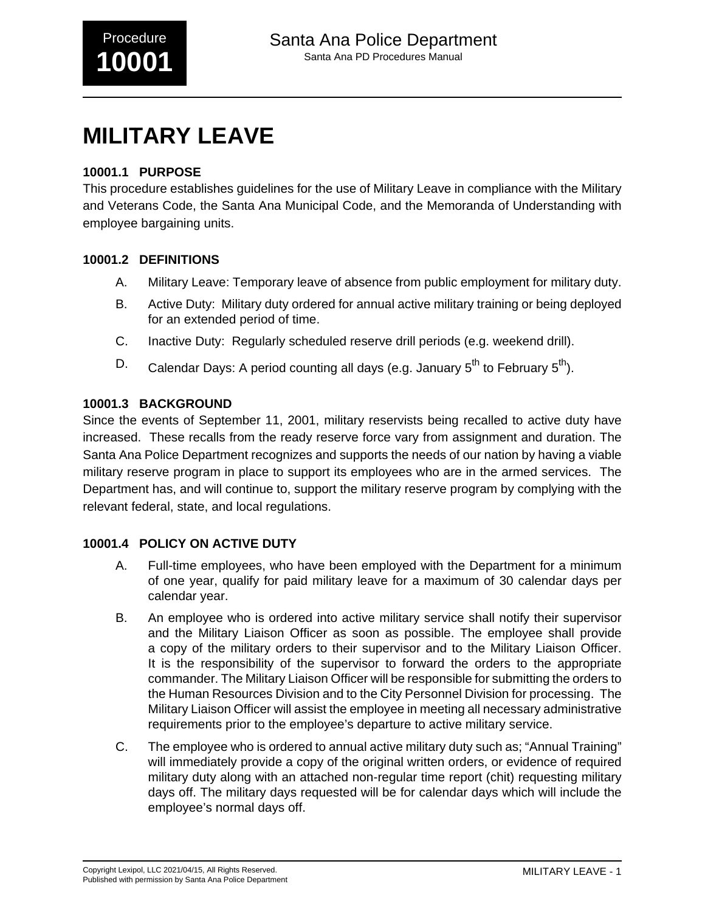# MILITARY LEAVE

### 10001.1 PURPOSE

This procedure establishes guidelines for the use of Military Leave in compliance with the Military and Veterans Code, the Santa Ana Municipal Code, and the Memoranda of Understanding with employee bargaining units.

### 10001.2 DEFINITIONS

A. Military Leave: Temporary leave of absence from public employment for military duty.

B. Active Duty: Military duty ordered for annual active military training or being deployed for an extended period of time.

C. Inactive Duty: Regularly scheduled reserve drill periods (e.g. weekend drill).

D. Calendar Days: A period counting all days (e.g. January 5th to February 5th).

### 10001.3 BACKGROUND

Since the events of September 11, 2001, military reservists being recalled to active duty have increased. These recalls from the ready reserve force vary from assignment and duration. The Santa Ana Police Department recognizes and supports the needs of our nation by having a viable military reserve program in place to support its employees who are in the armed services. The Department has, and will continue to, support the military reserve program by complying with the relevant federal, state, and local regulations.

### 10001.4 POLICY ON ACTIVE DUTY

A. Full-time employees, who have been employed with the Department for a minimum of one year, qualify for paid military leave for a maximum of 30 calendar days per calendar year.

B. An employee who is ordered into active military service shall notify their supervisor and the Military Liaison Officer as soon as possible. The employee shall provide a copy of the military orders to their supervisor and to the Military Liaison Officer. It is the responsibility of the supervisor to forward the orders to the appropriate commander. The Military Liaison Officer will be responsible for submitting the orders to the Human Resources Division and to the City Personnel Division for processing. The Military Liaison Officer will assist the employee in meeting all necessary administrative requirements prior to the employee's departure to active military service.

C. The employee who is ordered to annual active military duty such as; "Annual Training" will immediately provide a copy of the original written orders, or evidence of required military duty along with an attached non-regular time report (chit) requesting military days off. The military days requested will be for calendar days which will include the employee's normal days off.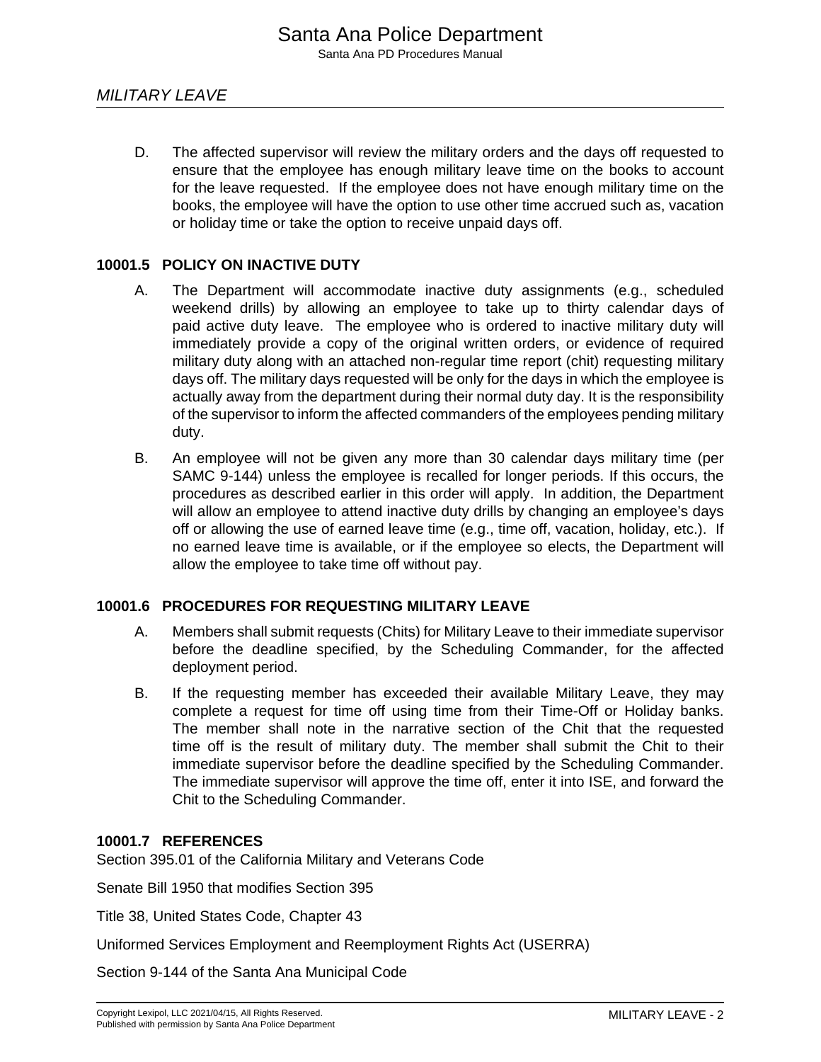D. The affected supervisor will review the military orders and the days off requested to ensure that the employee has enough military leave time on the books to account for the leave requested. If the employee does not have enough military time on the books, the employee will have the option to use other time accrued such as, vacation or holiday time or take the option to receive unpaid days off.

### 10001.5 POLICY ON INACTIVE DUTY

A. The Department will accommodate inactive duty assignments (e.g., scheduled weekend drills) by allowing an employee to take up to thirty calendar days of paid active duty leave. The employee who is ordered to inactive military duty will immediately provide a copy of the original written orders, or evidence of required military duty along with an attached non-regular time report (chit) requesting military days off. The military days requested will be only for the days in which the employee is actually away from the department during their normal duty day. It is the responsibility of the supervisor to inform the affected commanders of the employees pending military duty.

B. An employee will not be given any more than 30 calendar days military time (per SAMC 9-144) unless the employee is recalled for longer periods. If this occurs, the procedures as described earlier in this order will apply. In addition, the Department will allow an employee to attend inactive duty drills by changing an employee's days off or allowing the use of earned leave time (e.g., time off, vacation, holiday, etc.). If no earned leave time is available, or if the employee so elects, the Department will allow the employee to take time off without pay.

### 10001.6 PROCEDURES FOR REQUESTING MILITARY LEAVE

A. Members shall submit requests (Chits) for Military Leave to their immediate supervisor before the deadline specified, by the Scheduling Commander, for the affected deployment period.

B. If the requesting member has exceeded their available Military Leave, they may complete a request for time off using time from their Time-Off or Holiday banks. The member shall note in the narrative section of the Chit that the requested time off is the result of military duty. The member shall submit the Chit to their immediate supervisor before the deadline specified by the Scheduling Commander. The immediate supervisor will approve the time off, enter it into ISE, and forward the Chit to the Scheduling Commander.

### 10001.7 REFERENCES

Section 395.01 of the California Military and Veterans Code

Senate Bill 1950 that modifies Section 395

Title 38, United States Code, Chapter 43

Uniformed Services Employment and Reemployment Rights Act (USERRA)

Section 9-144 of the Santa Ana Municipal Code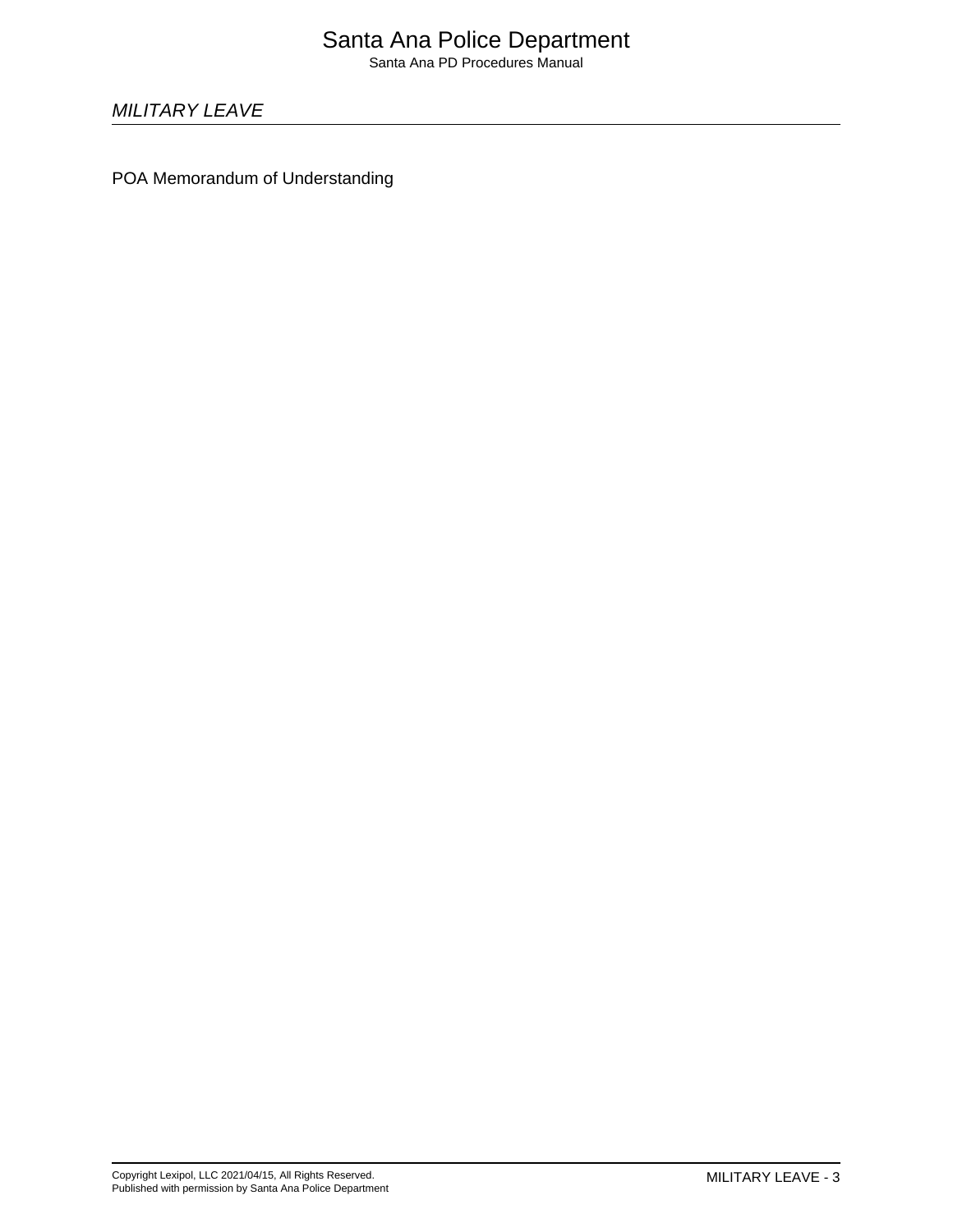*MILITARY LEAVE*

POA Memorandum of Understanding